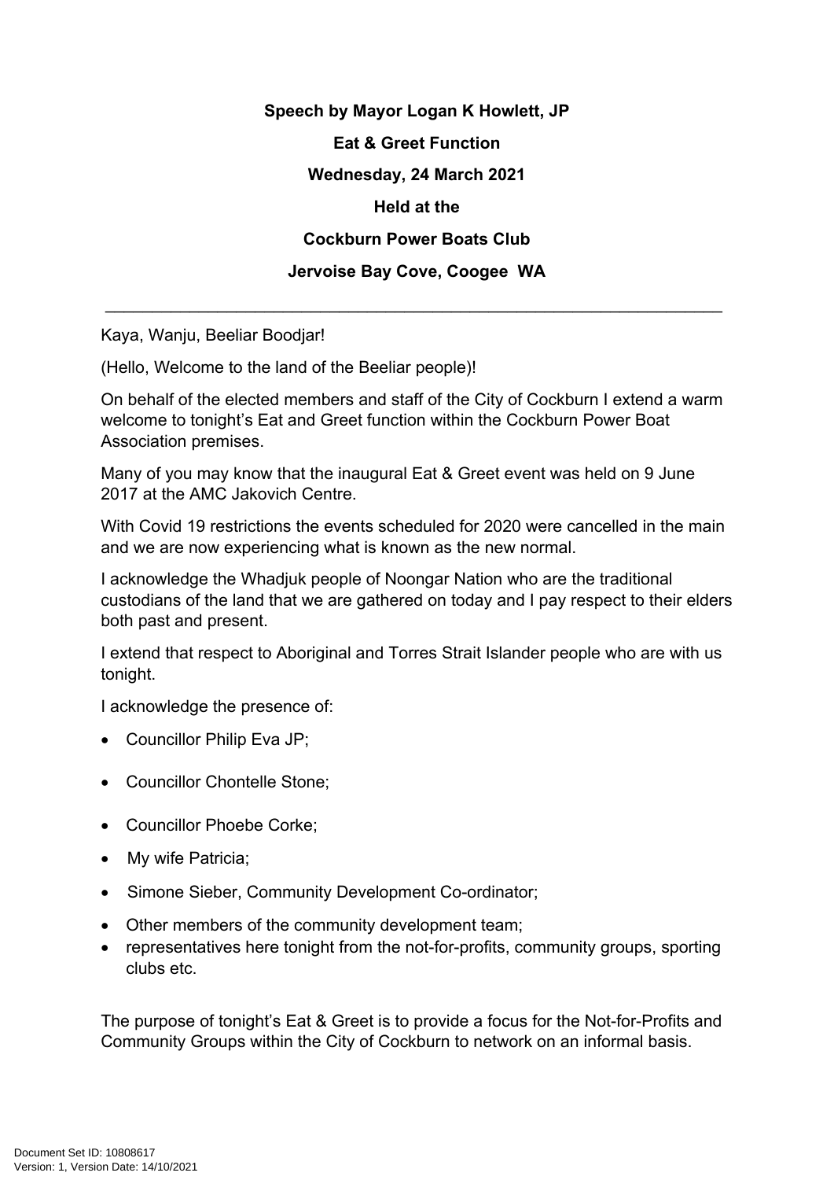**Speech by Mayor Logan K Howlett, JP**

**Eat & Greet Function**

**Wednesday, 24 March 2021**

**Held at the**

**Cockburn Power Boats Club**

**Jervoise Bay Cove, Coogee WA**

---

Kaya, Wanju, Beeliar Boodjar!

(Hello, Welcome to the land of the Beeliar people)!

On behalf of the elected members and staff of the City of Cockburn I extend a warm welcome to tonight's Eat and Greet function within the Cockburn Power Boat Association premises.

Many of you may know that the inaugural Eat & Greet event was held on 9 June 2017 at the AMC Jakovich Centre.

With Covid 19 restrictions the events scheduled for 2020 were cancelled in the main and we are now experiencing what is known as the new normal.

I acknowledge the Whadjuk people of Noongar Nation who are the traditional custodians of the land that we are gathered on today and I pay respect to their elders both past and present.

I extend that respect to Aboriginal and Torres Strait Islander people who are with us tonight.

I acknowledge the presence of:

- Councillor Philip Eva JP;
- Councillor Chontelle Stone;
- Councillor Phoebe Corke;
- My wife Patricia;
- Simone Sieber, Community Development Co-ordinator;
- Other members of the community development team;
- representatives here tonight from the not-for-profits, community groups, sporting clubs etc.

The purpose of tonight's Eat & Greet is to provide a focus for the Not-for-Profits and Community Groups within the City of Cockburn to network on an informal basis.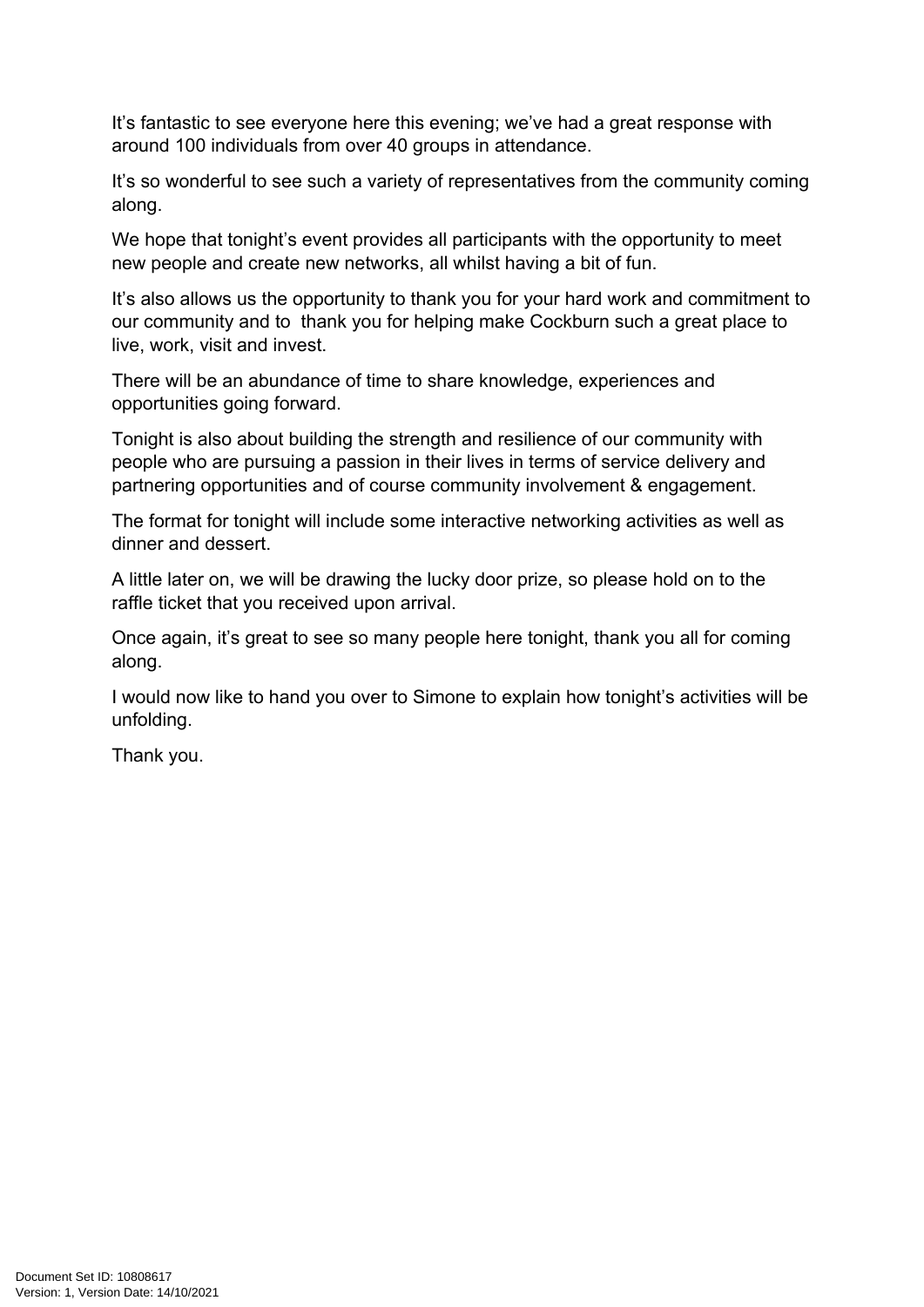It's fantastic to see everyone here this evening; we've had a great response with around 100 individuals from over 40 groups in attendance.

It's so wonderful to see such a variety of representatives from the community coming along.

We hope that tonight's event provides all participants with the opportunity to meet new people and create new networks, all whilst having a bit of fun.

It's also allows us the opportunity to thank you for your hard work and commitment to our community and to thank you for helping make Cockburn such a great place to live, work, visit and invest.

There will be an abundance of time to share knowledge, experiences and opportunities going forward.

Tonight is also about building the strength and resilience of our community with people who are pursuing a passion in their lives in terms of service delivery and partnering opportunities and of course community involvement & engagement.

The format for tonight will include some interactive networking activities as well as dinner and dessert.

A little later on, we will be drawing the lucky door prize, so please hold on to the raffle ticket that you received upon arrival.

Once again, it's great to see so many people here tonight, thank you all for coming along.

I would now like to hand you over to Simone to explain how tonight's activities will be unfolding.

Thank you.